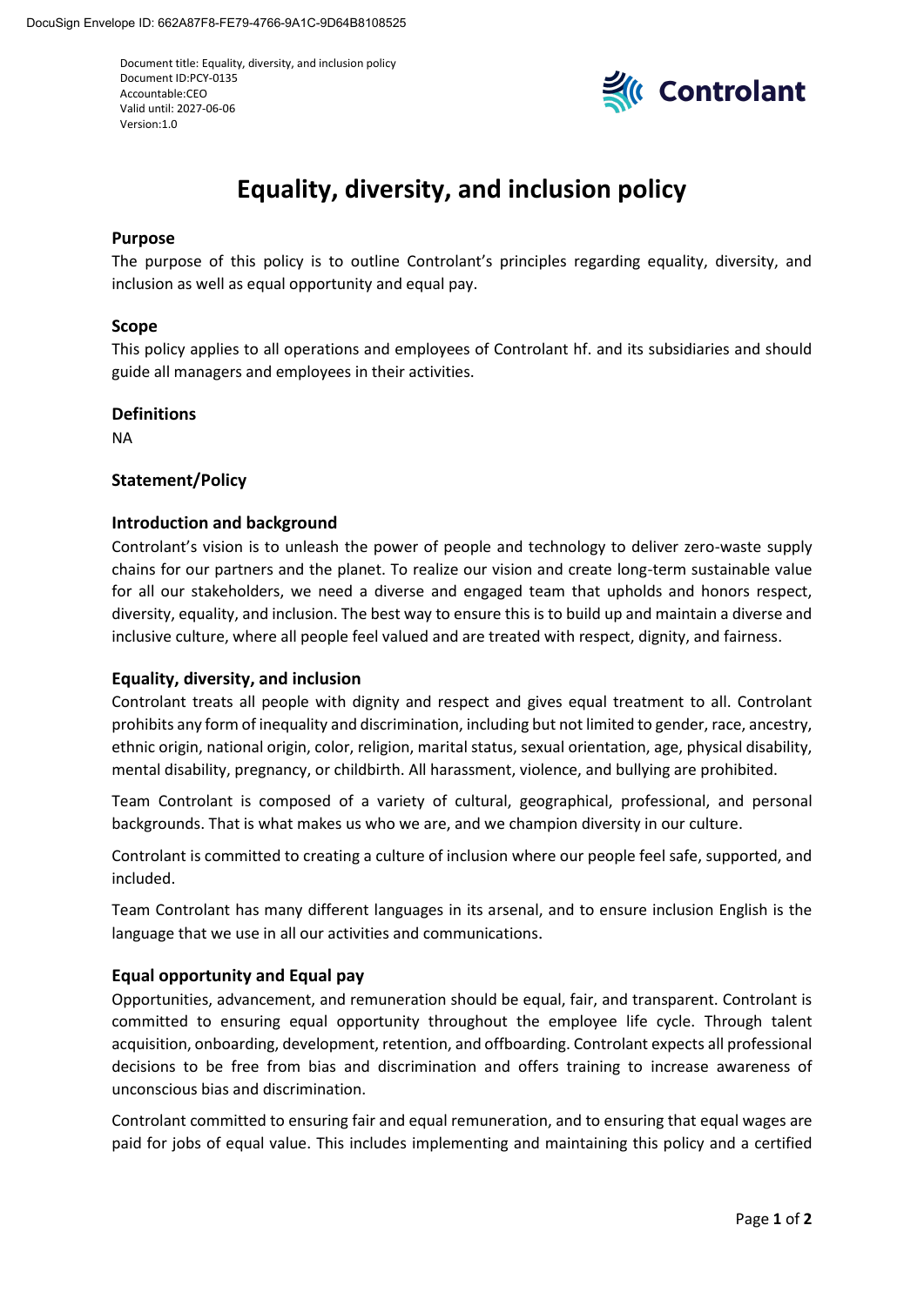Document title: Equality, diversity, and inclusion policy
Document ID:PCY-0135
Accountable:CEO
Valid until: 2027-06-06
Version:1.0

# Equality, diversity, and inclusion policy

## Purpose

The purpose of this policy is to outline Controlant's principles regarding equality, diversity, and inclusion as well as equal opportunity and equal pay.

## Scope

This policy applies to all operations and employees of Controlant hf. and its subsidiaries and should guide all managers and employees in their activities.

## Definitions

NA

## Statement/Policy

## Introduction and background

Controlant's vision is to unleash the power of people and technology to deliver zero-waste supply chains for our partners and the planet. To realize our vision and create long-term sustainable value for all our stakeholders, we need a diverse and engaged team that upholds and honors respect, diversity, equality, and inclusion. The best way to ensure this is to build up and maintain a diverse and inclusive culture, where all people feel valued and are treated with respect, dignity, and fairness.

## Equality, diversity, and inclusion

Controlant treats all people with dignity and respect and gives equal treatment to all. Controlant prohibits any form of inequality and discrimination, including but not limited to gender, race, ancestry, ethnic origin, national origin, color, religion, marital status, sexual orientation, age, physical disability, mental disability, pregnancy, or childbirth. All harassment, violence, and bullying are prohibited.

Team Controlant is composed of a variety of cultural, geographical, professional, and personal backgrounds. That is what makes us who we are, and we champion diversity in our culture.

Controlant is committed to creating a culture of inclusion where our people feel safe, supported, and included.

Team Controlant has many different languages in its arsenal, and to ensure inclusion English is the language that we use in all our activities and communications.

## Equal opportunity and Equal pay

Opportunities, advancement, and remuneration should be equal, fair, and transparent. Controlant is committed to ensuring equal opportunity throughout the employee life cycle. Through talent acquisition, onboarding, development, retention, and offboarding. Controlant expects all professional decisions to be free from bias and discrimination and offers training to increase awareness of unconscious bias and discrimination.

Controlant committed to ensuring fair and equal remuneration, and to ensuring that equal wages are paid for jobs of equal value. This includes implementing and maintaining this policy and a certified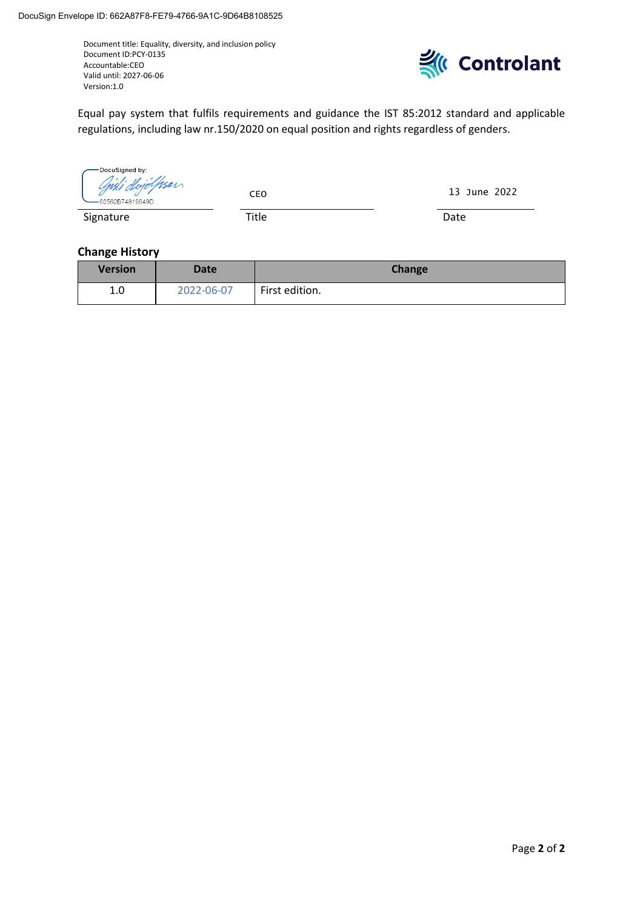Equal pay system that fulfils requirements and guidance the IST 85:2012 standard and applicable regulations, including law nr.150/2020 on equal position and rights regardless of genders.

DocuSigned by:

60562B74819649D...

| Signature | Title | Date |
| --- | --- | --- |
| | CEO | 13 June 2022 |

## Change History

| Version | Date | Change |
| --- | --- | --- |
| 1.0 | 2022-06-07 | First edition. |